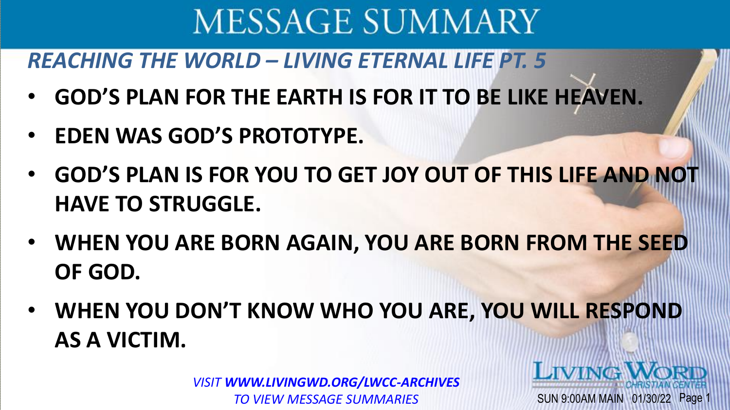# MESSAGE SUMMARY

## *REACHING THE WORLD – LIVING ETERNAL LIFE PT. 5*

- **GOD'S PLAN FOR THE EARTH IS FOR IT TO BE LIKE HEAVEN.**
- **EDEN WAS GOD'S PROTOTYPE.**
- **GOD'S PLAN IS FOR YOU TO GET JOY OUT OF THIS LIFE AND NOT HAVE TO STRUGGLE.**
- **WHEN YOU ARE BORN AGAIN, YOU ARE BORN FROM THE SEED OF GOD.**
- **WHEN YOU DON'T KNOW WHO YOU ARE, YOU WILL RESPOND AS A VICTIM.**

*VISIT **WWW.LIVINGWD.ORG/LWCC-ARCHIVES** TO VIEW MESSAGE SUMMARIES*

LIVING WORD CHRISTIAN CENTER

SUN 9:00AM MAIN 01/30/22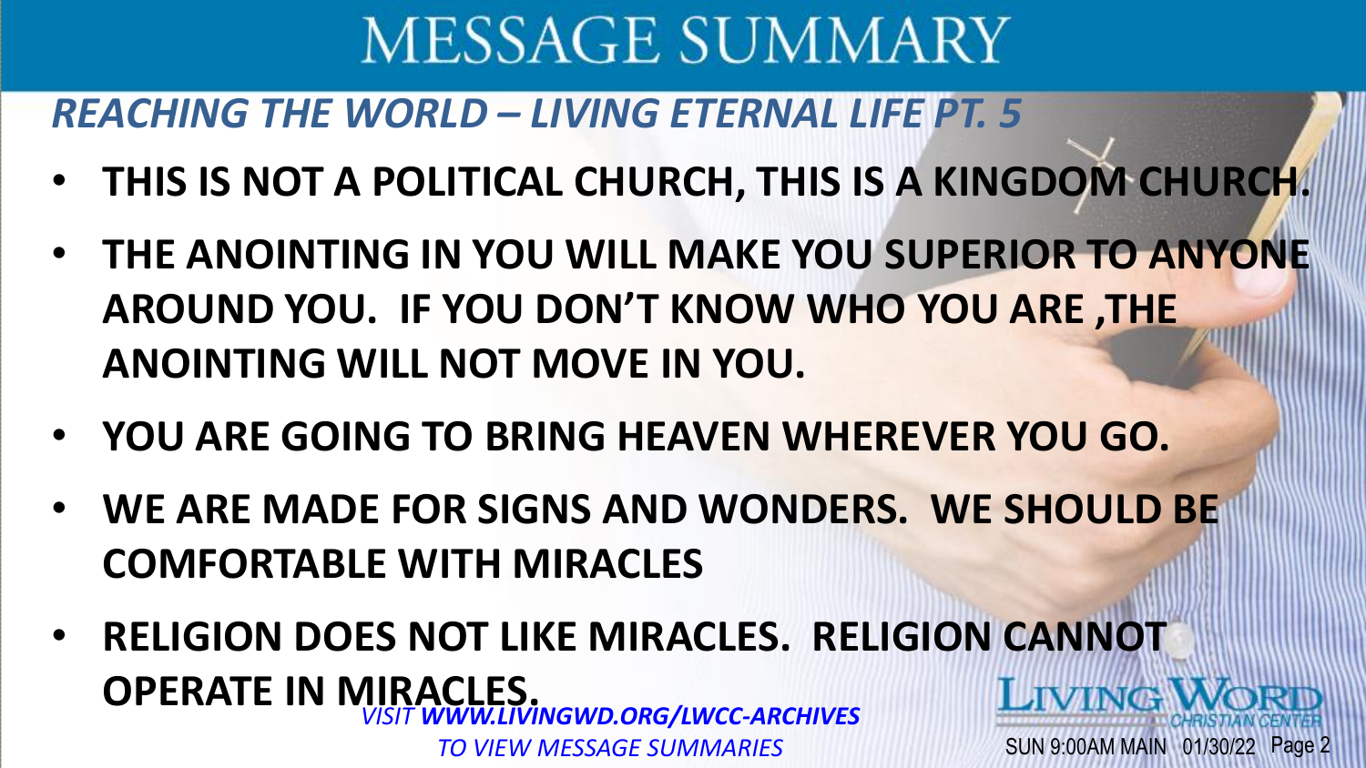# MESSAGE SUMMARY

## *REACHING THE WORLD – LIVING ETERNAL LIFE PT. 5*

- **THIS IS NOT A POLITICAL CHURCH, THIS IS A KINGDOM CHURCH.**
- **THE ANOINTING IN YOU WILL MAKE YOU SUPERIOR TO ANYONE AROUND YOU. IF YOU DON'T KNOW WHO YOU ARE ,THE ANOINTING WILL NOT MOVE IN YOU.**
- **YOU ARE GOING TO BRING HEAVEN WHEREVER YOU GO.**
- **WE ARE MADE FOR SIGNS AND WONDERS. WE SHOULD BE COMFORTABLE WITH MIRACLES**
- **RELIGION DOES NOT LIKE MIRACLES. RELIGION CANNOT OPERATE IN MIRACLES.**

*VISIT **WWW.LIVINGWD.ORG/LWCC-ARCHIVES** TO VIEW MESSAGE SUMMARIES*

LIVING WORD CHRISTIAN CENTER

SUN 9:00AM MAIN 01/30/22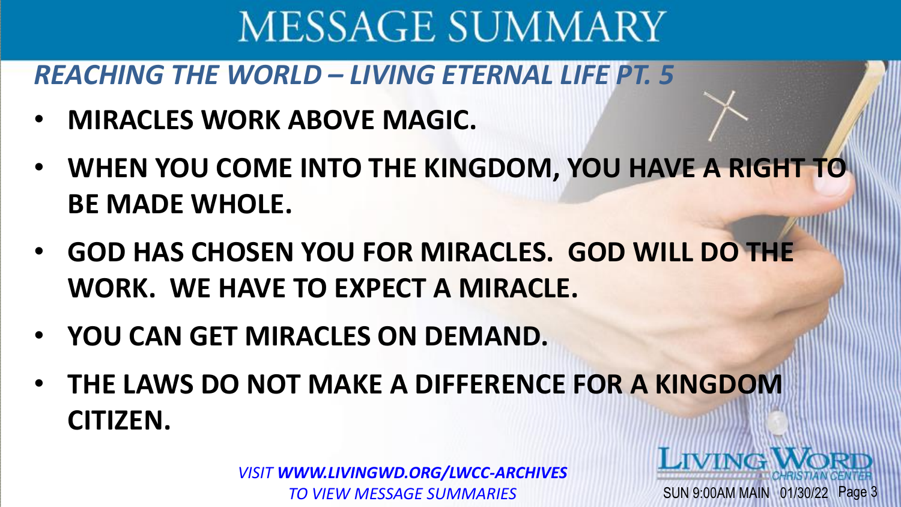# MESSAGE SUMMARY

## *REACHING THE WORLD – LIVING ETERNAL LIFE PT. 5*

- **MIRACLES WORK ABOVE MAGIC.**
- **WHEN YOU COME INTO THE KINGDOM, YOU HAVE A RIGHT TO BE MADE WHOLE.**
- **GOD HAS CHOSEN YOU FOR MIRACLES. GOD WILL DO THE WORK. WE HAVE TO EXPECT A MIRACLE.**
- **YOU CAN GET MIRACLES ON DEMAND.**
- **THE LAWS DO NOT MAKE A DIFFERENCE FOR A KINGDOM CITIZEN.**

*VISIT **WWW.LIVINGWD.ORG/LWCC-ARCHIVES** TO VIEW MESSAGE SUMMARIES*

LIVING WORD CHRISTIAN CENTER

SUN 9:00AM MAIN 01/30/22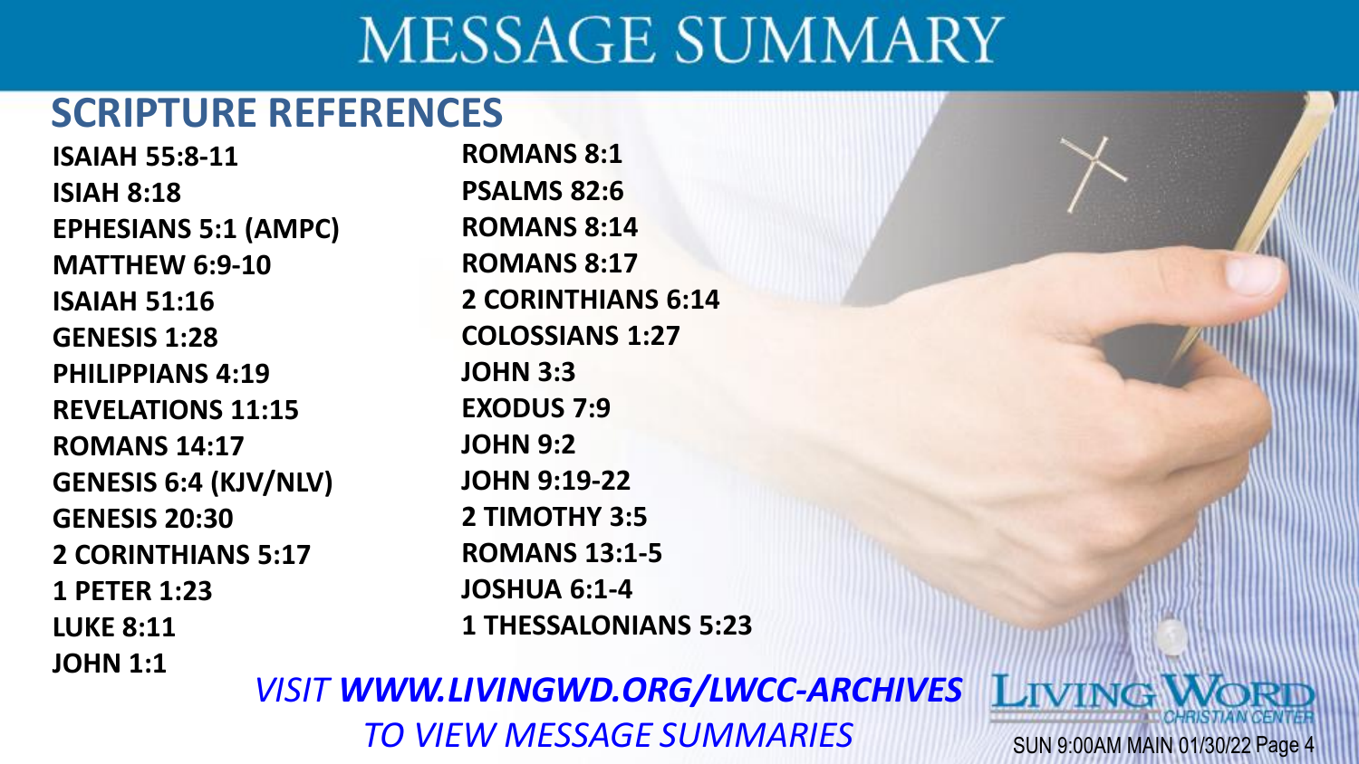# MESSAGE SUMMARY

## SCRIPTURE REFERENCES

- ISAIAH 55:8-11
- ISIAH 8:18
- EPHESIANS 5:1 (AMPC)
- MATTHEW 6:9-10
- ISAIAH 51:16
- GENESIS 1:28
- PHILIPPIANS 4:19
- REVELATIONS 11:15
- ROMANS 14:17
- GENESIS 6:4 (KJV/NLV)
- GENESIS 20:30
- 2 CORINTHIANS 5:17
- 1 PETER 1:23
- LUKE 8:11
- JOHN 1:1
- ROMANS 8:1
- PSALMS 82:6
- ROMANS 8:14
- ROMANS 8:17
- 2 CORINTHIANS 6:14
- COLOSSIANS 1:27
- JOHN 3:3
- EXODUS 7:9
- JOHN 9:2
- JOHN 9:19-22
- 2 TIMOTHY 3:5
- ROMANS 13:1-5
- JOSHUA 6:1-4
- 1 THESSALONIANS 5:23

*VISIT **WWW.LIVINGWD.ORG/LWCC-ARCHIVES** TO VIEW MESSAGE SUMMARIES*

LIVING WORD CHRISTIAN CENTER

SUN 9:00AM MAIN 01/30/22